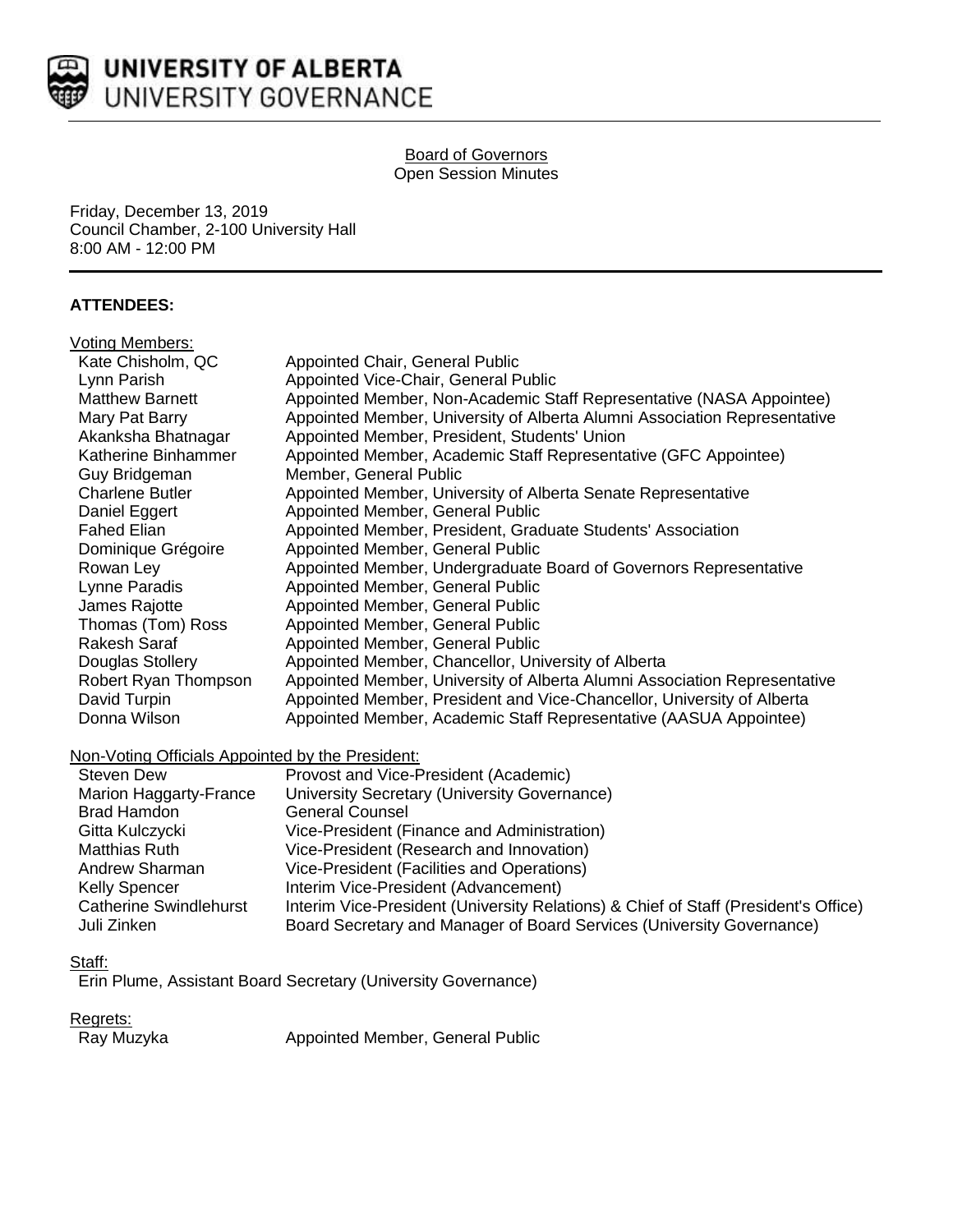# UNIVERSITY OF ALBERTA
## UNIVERSITY GOVERNANCE

**Board of Governors**
Open Session Minutes

Friday, December 13, 2019
Council Chamber, 2-100 University Hall
8:00 AM - 12:00 PM

## ATTENDEES:

Voting Members:

| | |
|---|---|
| Kate Chisholm, QC | Appointed Chair, General Public |
| Lynn Parish | Appointed Vice-Chair, General Public |
| Matthew Barnett | Appointed Member, Non-Academic Staff Representative (NASA Appointee) |
| Mary Pat Barry | Appointed Member, University of Alberta Alumni Association Representative |
| Akanksha Bhatnagar | Appointed Member, President, Students' Union |
| Katherine Binhammer | Appointed Member, Academic Staff Representative (GFC Appointee) |
| Guy Bridgeman | Member, General Public |
| Charlene Butler | Appointed Member, University of Alberta Senate Representative |
| Daniel Eggert | Appointed Member, General Public |
| Fahed Elian | Appointed Member, President, Graduate Students' Association |
| Dominique Grégoire | Appointed Member, General Public |
| Rowan Ley | Appointed Member, Undergraduate Board of Governors Representative |
| Lynne Paradis | Appointed Member, General Public |
| James Rajotte | Appointed Member, General Public |
| Thomas (Tom) Ross | Appointed Member, General Public |
| Rakesh Saraf | Appointed Member, General Public |
| Douglas Stollery | Appointed Member, Chancellor, University of Alberta |
| Robert Ryan Thompson | Appointed Member, University of Alberta Alumni Association Representative |
| David Turpin | Appointed Member, President and Vice-Chancellor, University of Alberta |
| Donna Wilson | Appointed Member, Academic Staff Representative (AASUA Appointee) |

Non-Voting Officials Appointed by the President:

| | |
|---|---|
| Steven Dew | Provost and Vice-President (Academic) |
| Marion Haggarty-France | University Secretary (University Governance) |
| Brad Hamdon | General Counsel |
| Gitta Kulczycki | Vice-President (Finance and Administration) |
| Matthias Ruth | Vice-President (Research and Innovation) |
| Andrew Sharman | Vice-President (Facilities and Operations) |
| Kelly Spencer | Interim Vice-President (Advancement) |
| Catherine Swindlehurst | Interim Vice-President (University Relations) & Chief of Staff (President's Office) |
| Juli Zinken | Board Secretary and Manager of Board Services (University Governance) |

Staff:

Erin Plume, Assistant Board Secretary (University Governance)

Regrets:

| | |
|---|---|
| Ray Muzyka | Appointed Member, General Public |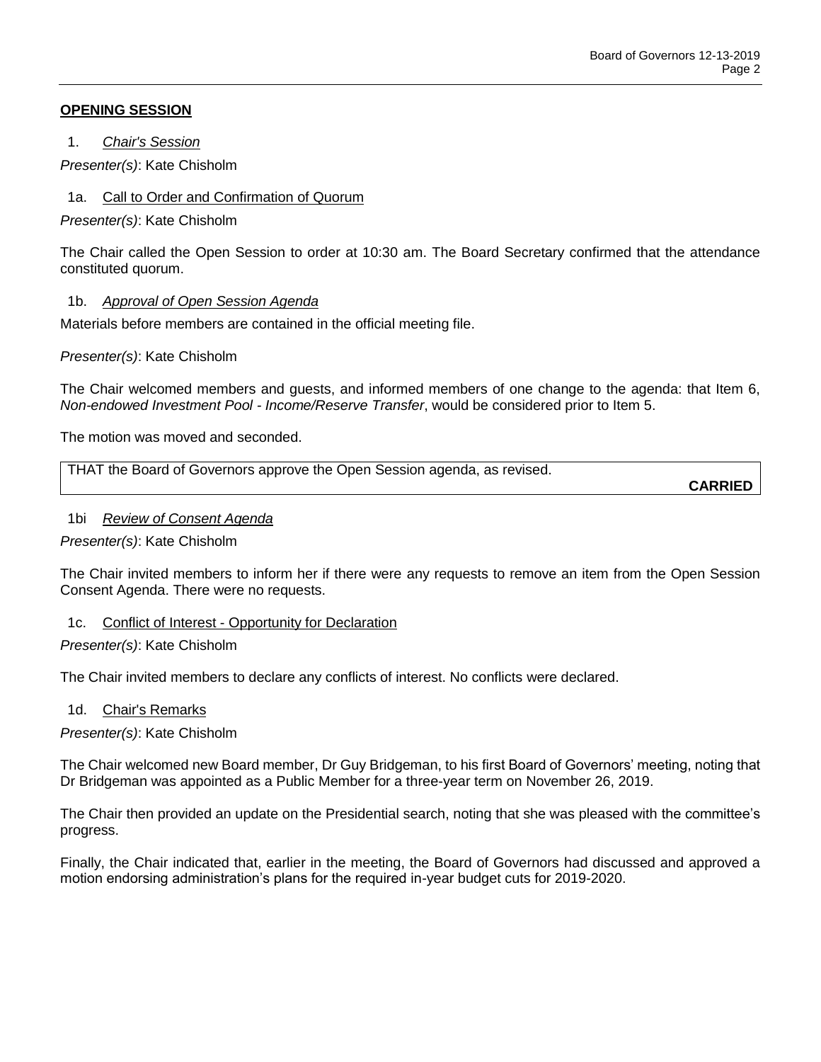## OPENING SESSION

### 1. *Chair's Session*

*Presenter(s)*: Kate Chisholm

#### 1a. Call to Order and Confirmation of Quorum

*Presenter(s)*: Kate Chisholm

The Chair called the Open Session to order at 10:30 am. The Board Secretary confirmed that the attendance constituted quorum.

#### 1b. *Approval of Open Session Agenda*

Materials before members are contained in the official meeting file.

*Presenter(s)*: Kate Chisholm

The Chair welcomed members and guests, and informed members of one change to the agenda: that Item 6, *Non-endowed Investment Pool - Income/Reserve Transfer*, would be considered prior to Item 5.

The motion was moved and seconded.

| THAT the Board of Governors approve the Open Session agenda, as revised. **CARRIED** |
|---|

#### 1bi *Review of Consent Agenda*

*Presenter(s)*: Kate Chisholm

The Chair invited members to inform her if there were any requests to remove an item from the Open Session Consent Agenda. There were no requests.

#### 1c. Conflict of Interest - Opportunity for Declaration

*Presenter(s)*: Kate Chisholm

The Chair invited members to declare any conflicts of interest. No conflicts were declared.

#### 1d. Chair's Remarks

*Presenter(s)*: Kate Chisholm

The Chair welcomed new Board member, Dr Guy Bridgeman, to his first Board of Governors' meeting, noting that Dr Bridgeman was appointed as a Public Member for a three-year term on November 26, 2019.

The Chair then provided an update on the Presidential search, noting that she was pleased with the committee's progress.

Finally, the Chair indicated that, earlier in the meeting, the Board of Governors had discussed and approved a motion endorsing administration's plans for the required in-year budget cuts for 2019-2020.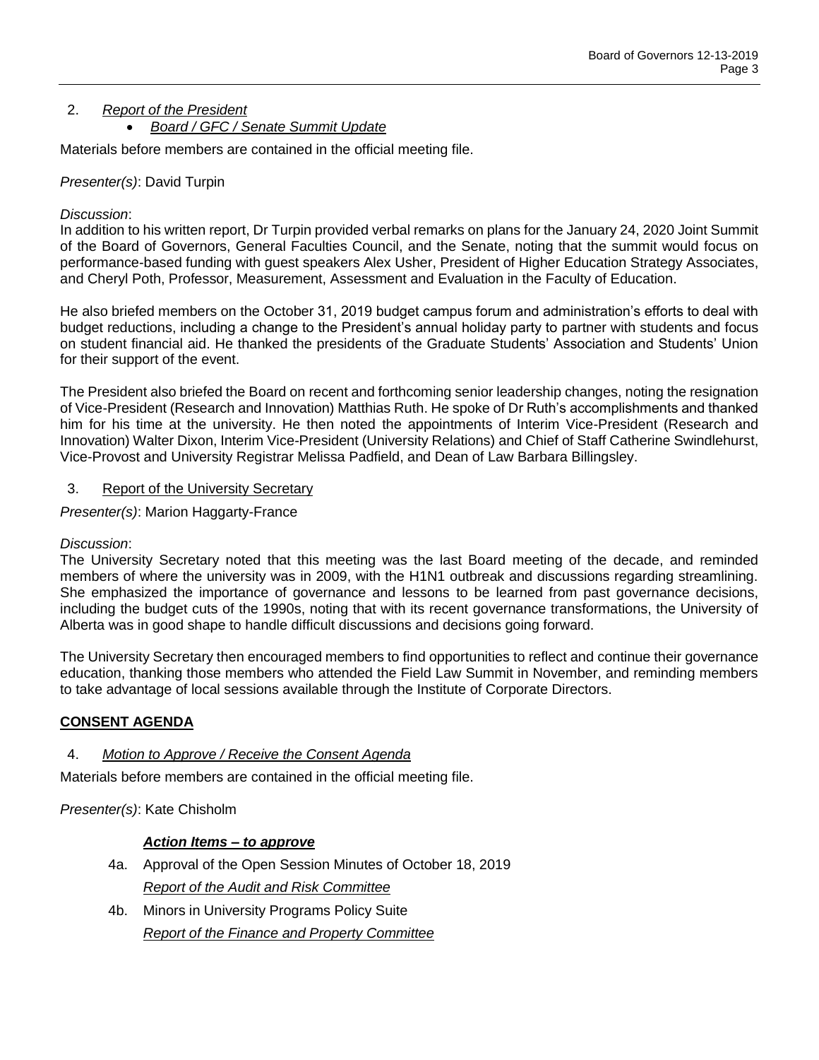2. *Report of the President*
    - *Board / GFC / Senate Summit Update*

Materials before members are contained in the official meeting file.

*Presenter(s)*: David Turpin

*Discussion*:
In addition to his written report, Dr Turpin provided verbal remarks on plans for the January 24, 2020 Joint Summit of the Board of Governors, General Faculties Council, and the Senate, noting that the summit would focus on performance-based funding with guest speakers Alex Usher, President of Higher Education Strategy Associates, and Cheryl Poth, Professor, Measurement, Assessment and Evaluation in the Faculty of Education.

He also briefed members on the October 31, 2019 budget campus forum and administration's efforts to deal with budget reductions, including a change to the President's annual holiday party to partner with students and focus on student financial aid. He thanked the presidents of the Graduate Students' Association and Students' Union for their support of the event.

The President also briefed the Board on recent and forthcoming senior leadership changes, noting the resignation of Vice-President (Research and Innovation) Matthias Ruth. He spoke of Dr Ruth's accomplishments and thanked him for his time at the university. He then noted the appointments of Interim Vice-President (Research and Innovation) Walter Dixon, Interim Vice-President (University Relations) and Chief of Staff Catherine Swindlehurst, Vice-Provost and University Registrar Melissa Padfield, and Dean of Law Barbara Billingsley.

3. Report of the University Secretary

*Presenter(s)*: Marion Haggarty-France

*Discussion*:
The University Secretary noted that this meeting was the last Board meeting of the decade, and reminded members of where the university was in 2009, with the H1N1 outbreak and discussions regarding streamlining. She emphasized the importance of governance and lessons to be learned from past governance decisions, including the budget cuts of the 1990s, noting that with its recent governance transformations, the University of Alberta was in good shape to handle difficult discussions and decisions going forward.

The University Secretary then encouraged members to find opportunities to reflect and continue their governance education, thanking those members who attended the Field Law Summit in November, and reminding members to take advantage of local sessions available through the Institute of Corporate Directors.

**CONSENT AGENDA**

4. *Motion to Approve / Receive the Consent Agenda*

Materials before members are contained in the official meeting file.

*Presenter(s)*: Kate Chisholm

***Action Items – to approve***

4a. Approval of the Open Session Minutes of October 18, 2019

*Report of the Audit and Risk Committee*

4b. Minors in University Programs Policy Suite

*Report of the Finance and Property Committee*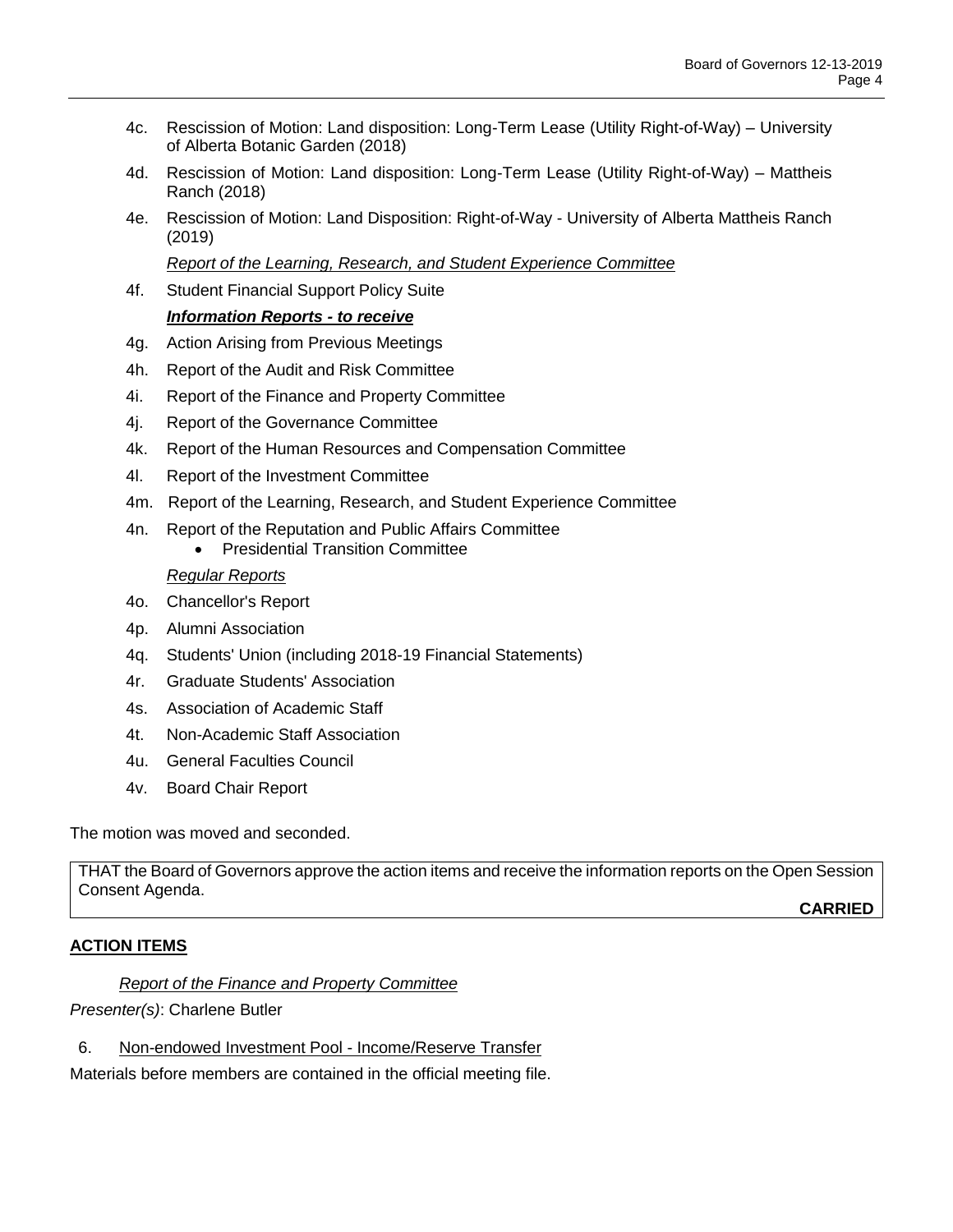4c. Rescission of Motion: Land disposition: Long-Term Lease (Utility Right-of-Way) – University of Alberta Botanic Garden (2018)

4d. Rescission of Motion: Land disposition: Long-Term Lease (Utility Right-of-Way) – Mattheis Ranch (2018)

4e. Rescission of Motion: Land Disposition: Right-of-Way - University of Alberta Mattheis Ranch (2019)

*Report of the Learning, Research, and Student Experience Committee*

4f. Student Financial Support Policy Suite

***Information Reports - to receive***

4g. Action Arising from Previous Meetings

4h. Report of the Audit and Risk Committee

4i. Report of the Finance and Property Committee

4j. Report of the Governance Committee

4k. Report of the Human Resources and Compensation Committee

4l. Report of the Investment Committee

4m. Report of the Learning, Research, and Student Experience Committee

4n. Report of the Reputation and Public Affairs Committee
- Presidential Transition Committee

*Regular Reports*

4o. Chancellor's Report

4p. Alumni Association

4q. Students' Union (including 2018-19 Financial Statements)

4r. Graduate Students' Association

4s. Association of Academic Staff

4t. Non-Academic Staff Association

4u. General Faculties Council

4v. Board Chair Report

The motion was moved and seconded.

THAT the Board of Governors approve the action items and receive the information reports on the Open Session Consent Agenda.

**CARRIED**

## ACTION ITEMS

*Report of the Finance and Property Committee*

*Presenter(s)*: Charlene Butler

6. Non-endowed Investment Pool - Income/Reserve Transfer

Materials before members are contained in the official meeting file.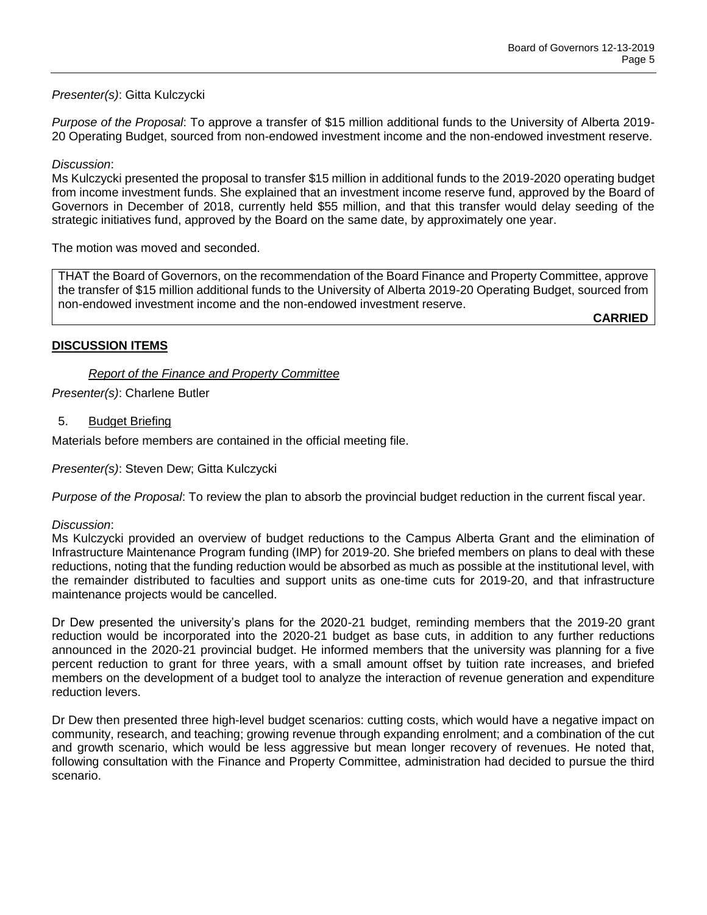*Presenter(s)*: Gitta Kulczycki

*Purpose of the Proposal*: To approve a transfer of $15 million additional funds to the University of Alberta 2019-20 Operating Budget, sourced from non-endowed investment income and the non-endowed investment reserve.

*Discussion*:
Ms Kulczycki presented the proposal to transfer $15 million in additional funds to the 2019-2020 operating budget from income investment funds. She explained that an investment income reserve fund, approved by the Board of Governors in December of 2018, currently held $55 million, and that this transfer would delay seeding of the strategic initiatives fund, approved by the Board on the same date, by approximately one year.

The motion was moved and seconded.

| THAT the Board of Governors, on the recommendation of the Board Finance and Property Committee, approve the transfer of $15 million additional funds to the University of Alberta 2019-20 Operating Budget, sourced from non-endowed investment income and the non-endowed investment reserve. **CARRIED** |
|---|

## DISCUSSION ITEMS

*Report of the Finance and Property Committee*

*Presenter(s)*: Charlene Butler

5. Budget Briefing

Materials before members are contained in the official meeting file.

*Presenter(s)*: Steven Dew; Gitta Kulczycki

*Purpose of the Proposal*: To review the plan to absorb the provincial budget reduction in the current fiscal year.

*Discussion*:
Ms Kulczycki provided an overview of budget reductions to the Campus Alberta Grant and the elimination of Infrastructure Maintenance Program funding (IMP) for 2019-20. She briefed members on plans to deal with these reductions, noting that the funding reduction would be absorbed as much as possible at the institutional level, with the remainder distributed to faculties and support units as one-time cuts for 2019-20, and that infrastructure maintenance projects would be cancelled.

Dr Dew presented the university's plans for the 2020-21 budget, reminding members that the 2019-20 grant reduction would be incorporated into the 2020-21 budget as base cuts, in addition to any further reductions announced in the 2020-21 provincial budget. He informed members that the university was planning for a five percent reduction to grant for three years, with a small amount offset by tuition rate increases, and briefed members on the development of a budget tool to analyze the interaction of revenue generation and expenditure reduction levers.

Dr Dew then presented three high-level budget scenarios: cutting costs, which would have a negative impact on community, research, and teaching; growing revenue through expanding enrolment; and a combination of the cut and growth scenario, which would be less aggressive but mean longer recovery of revenues. He noted that, following consultation with the Finance and Property Committee, administration had decided to pursue the third scenario.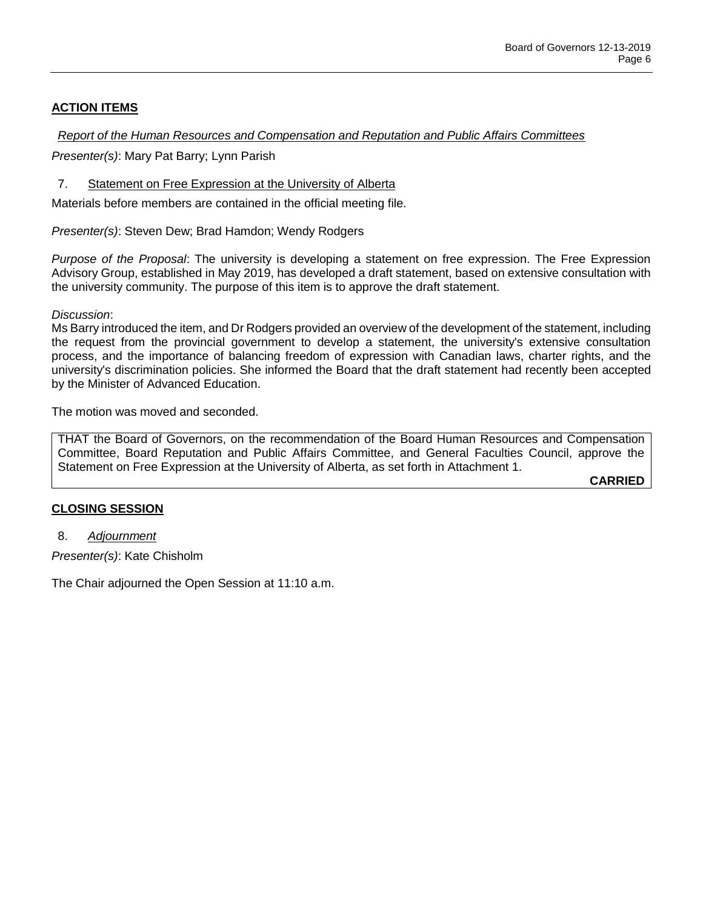**ACTION ITEMS**

*Report of the Human Resources and Compensation and Reputation and Public Affairs Committees*

*Presenter(s)*: Mary Pat Barry; Lynn Parish

7. Statement on Free Expression at the University of Alberta

Materials before members are contained in the official meeting file.

*Presenter(s)*: Steven Dew; Brad Hamdon; Wendy Rodgers

*Purpose of the Proposal*: The university is developing a statement on free expression. The Free Expression Advisory Group, established in May 2019, has developed a draft statement, based on extensive consultation with the university community. The purpose of this item is to approve the draft statement.

*Discussion*:
Ms Barry introduced the item, and Dr Rodgers provided an overview of the development of the statement, including the request from the provincial government to develop a statement, the university's extensive consultation process, and the importance of balancing freedom of expression with Canadian laws, charter rights, and the university's discrimination policies. She informed the Board that the draft statement had recently been accepted by the Minister of Advanced Education.

The motion was moved and seconded.

THAT the Board of Governors, on the recommendation of the Board Human Resources and Compensation Committee, Board Reputation and Public Affairs Committee, and General Faculties Council, approve the Statement on Free Expression at the University of Alberta, as set forth in Attachment 1.

**CARRIED**

**CLOSING SESSION**

8. *Adjournment*

*Presenter(s)*: Kate Chisholm

The Chair adjourned the Open Session at 11:10 a.m.